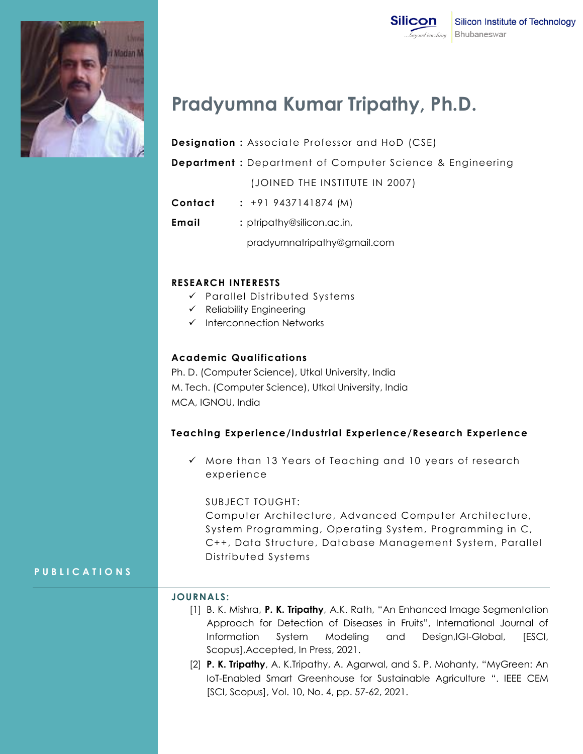Silicon Institute of Technology
Bhubaneswar

# Pradyumna Kumar Tripathy, Ph.D.

**Designation :** Associate Professor and HoD (CSE)

**Department :** Department of Computer Science & Engineering

(JOINED THE INSTITUTE IN 2007)

**Contact** : +91 9437141874 (M)

**Email** : ptripathy@silicon.ac.in, pradyumnatripathy@gmail.com

## RESEARCH INTERESTS

- ✓ Parallel Distributed Systems
- ✓ Reliability Engineering
- ✓ Interconnection Networks

## Academic Qualifications

Ph. D. (Computer Science), Utkal University, India
M. Tech. (Computer Science), Utkal University, India
MCA, IGNOU, India

## Teaching Experience/Industrial Experience/Research Experience

- ✓ More than 13 Years of Teaching and 10 years of research experience

  SUBJECT TOUGHT:
  Computer Architecture, Advanced Computer Architecture, System Programming, Operating System, Programming in C, C++, Data Structure, Database Management System, Parallel Distributed Systems

## PUBLICATIONS

### JOURNALS:

[1] B. K. Mishra, **P. K. Tripathy**, A.K. Rath, "An Enhanced Image Segmentation Approach for Detection of Diseases in Fruits", International Journal of Information System Modeling and Design,IGI-Global, [ESCI, Scopus],Accepted, In Press, 2021.

[2] **P. K. Tripathy**, A. K.Tripathy, A. Agarwal, and S. P. Mohanty, "MyGreen: An IoT-Enabled Smart Greenhouse for Sustainable Agriculture ". IEEE CEM [SCI, Scopus], Vol. 10, No. 4, pp. 57-62, 2021.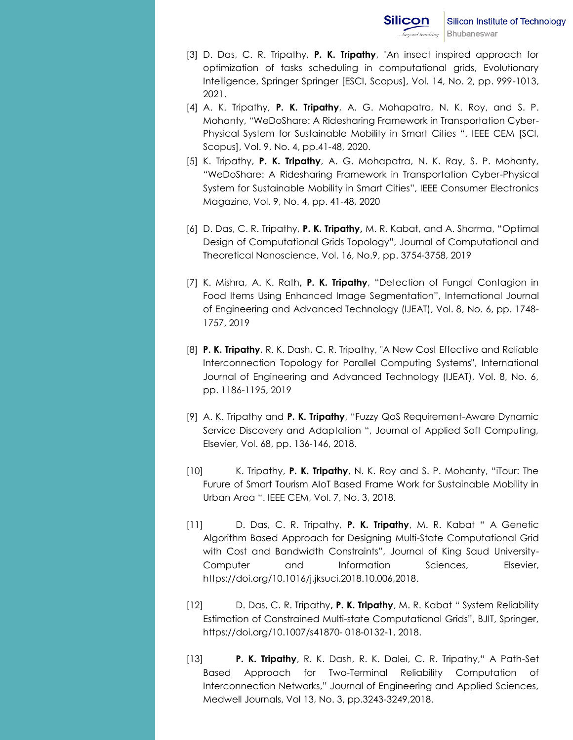[3] D. Das, C. R. Tripathy, **P. K. Tripathy**, "An insect inspired approach for optimization of tasks scheduling in computational grids, Evolutionary Intelligence, Springer Springer [ESCI, Scopus], Vol. 14, No. 2, pp. 999-1013, 2021.

[4] A. K. Tripathy, **P. K. Tripathy**, A. G. Mohapatra, N. K. Roy, and S. P. Mohanty, "WeDoShare: A Ridesharing Framework in Transportation Cyber-Physical System for Sustainable Mobility in Smart Cities ". IEEE CEM [SCI, Scopus], Vol. 9, No. 4, pp.41-48, 2020.

[5] K. Tripathy, **P. K. Tripathy**, A. G. Mohapatra, N. K. Ray, S. P. Mohanty, "WeDoShare: A Ridesharing Framework in Transportation Cyber-Physical System for Sustainable Mobility in Smart Cities", IEEE Consumer Electronics Magazine, Vol. 9, No. 4, pp. 41-48, 2020

[6] D. Das, C. R. Tripathy, **P. K. Tripathy,** M. R. Kabat, and A. Sharma, "Optimal Design of Computational Grids Topology", Journal of Computational and Theoretical Nanoscience, Vol. 16, No.9, pp. 3754-3758, 2019

[7] K. Mishra, A. K. Rath**, P. K. Tripathy**, "Detection of Fungal Contagion in Food Items Using Enhanced Image Segmentation", International Journal of Engineering and Advanced Technology (IJEAT), Vol. 8, No. 6, pp. 1748-1757, 2019

[8] **P. K. Tripathy**, R. K. Dash, C. R. Tripathy, "A New Cost Effective and Reliable Interconnection Topology for Parallel Computing Systems", International Journal of Engineering and Advanced Technology (IJEAT), Vol. 8, No. 6, pp. 1186-1195, 2019

[9] A. K. Tripathy and **P. K. Tripathy**, "Fuzzy QoS Requirement-Aware Dynamic Service Discovery and Adaptation ", Journal of Applied Soft Computing, Elsevier, Vol. 68, pp. 136-146, 2018.

[10] K. Tripathy, **P. K. Tripathy**, N. K. Roy and S. P. Mohanty, "iTour: The Furure of Smart Tourism AIoT Based Frame Work for Sustainable Mobility in Urban Area ". IEEE CEM, Vol. 7, No. 3, 2018.

[11] D. Das, C. R. Tripathy, **P. K. Tripathy**, M. R. Kabat " A Genetic Algorithm Based Approach for Designing Multi-State Computational Grid with Cost and Bandwidth Constraints", Journal of King Saud University-Computer and Information Sciences, Elsevier, https://doi.org/10.1016/j.jksuci.2018.10.006,2018.

[12] D. Das, C. R. Tripathy**, P. K. Tripathy**, M. R. Kabat " System Reliability Estimation of Constrained Multi-state Computational Grids", BJIT, Springer, https://doi.org/10.1007/s41870- 018-0132-1, 2018.

[13] **P. K. Tripathy**, R. K. Dash, R. K. Dalei, C. R. Tripathy," A Path-Set Based Approach for Two-Terminal Reliability Computation of Interconnection Networks," Journal of Engineering and Applied Sciences, Medwell Journals, Vol 13, No. 3, pp.3243-3249,2018.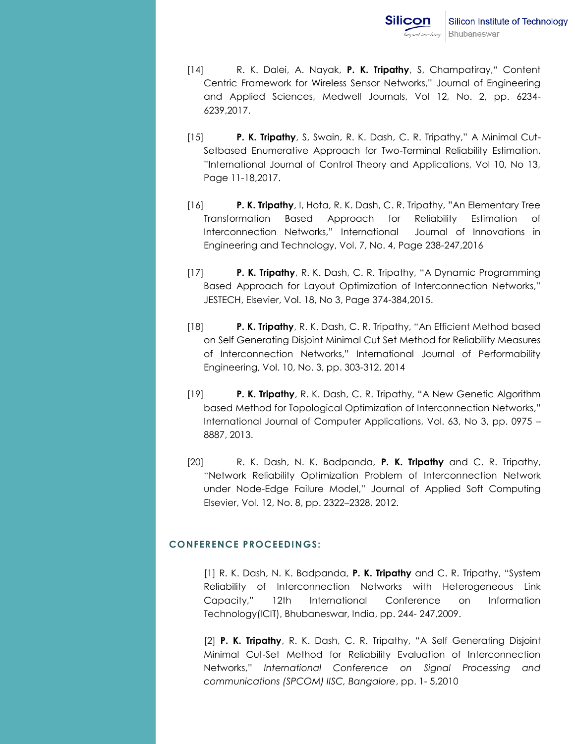[14] R. K. Dalei, A. Nayak, **P. K. Tripathy**, S, Champatiray," Content Centric Framework for Wireless Sensor Networks," Journal of Engineering and Applied Sciences, Medwell Journals, Vol 12, No. 2, pp. 6234-6239,2017.

[15] **P. K. Tripathy**, S, Swain, R. K. Dash, C. R. Tripathy," A Minimal Cut-Setbased Enumerative Approach for Two-Terminal Reliability Estimation, "International Journal of Control Theory and Applications, Vol 10, No 13, Page 11-18,2017.

[16] **P. K. Tripathy**, I, Hota, R. K. Dash, C. R. Tripathy, "An Elementary Tree Transformation Based Approach for Reliability Estimation of Interconnection Networks," International Journal of Innovations in Engineering and Technology, Vol. 7, No. 4, Page 238-247,2016

[17] **P. K. Tripathy**, R. K. Dash, C. R. Tripathy, "A Dynamic Programming Based Approach for Layout Optimization of Interconnection Networks," JESTECH, Elsevier, Vol. 18, No 3, Page 374-384,2015.

[18] **P. K. Tripathy**, R. K. Dash, C. R. Tripathy, "An Efficient Method based on Self Generating Disjoint Minimal Cut Set Method for Reliability Measures of Interconnection Networks," International Journal of Performability Engineering, Vol. 10, No. 3, pp. 303-312, 2014

[19] **P. K. Tripathy**, R. K. Dash, C. R. Tripathy, "A New Genetic Algorithm based Method for Topological Optimization of Interconnection Networks," International Journal of Computer Applications, Vol. 63, No 3, pp. 0975 – 8887, 2013.

[20] R. K. Dash, N. K. Badpanda, **P. K. Tripathy** and C. R. Tripathy, "Network Reliability Optimization Problem of Interconnection Network under Node-Edge Failure Model," Journal of Applied Soft Computing Elsevier, Vol. 12, No. 8, pp. 2322–2328, 2012.

## CONFERENCE PROCEEDINGS:

[1] R. K. Dash, N. K. Badpanda, **P. K. Tripathy** and C. R. Tripathy, "System Reliability of Interconnection Networks with Heterogeneous Link Capacity," 12th International Conference on Information Technology(ICIT), Bhubaneswar, India, pp. 244- 247,2009.

[2] **P. K. Tripathy**, R. K. Dash, C. R. Tripathy, "A Self Generating Disjoint Minimal Cut-Set Method for Reliability Evaluation of Interconnection Networks," *International Conference on Signal Processing and communications (SPCOM) IISC, Bangalore*, pp. 1- 5,2010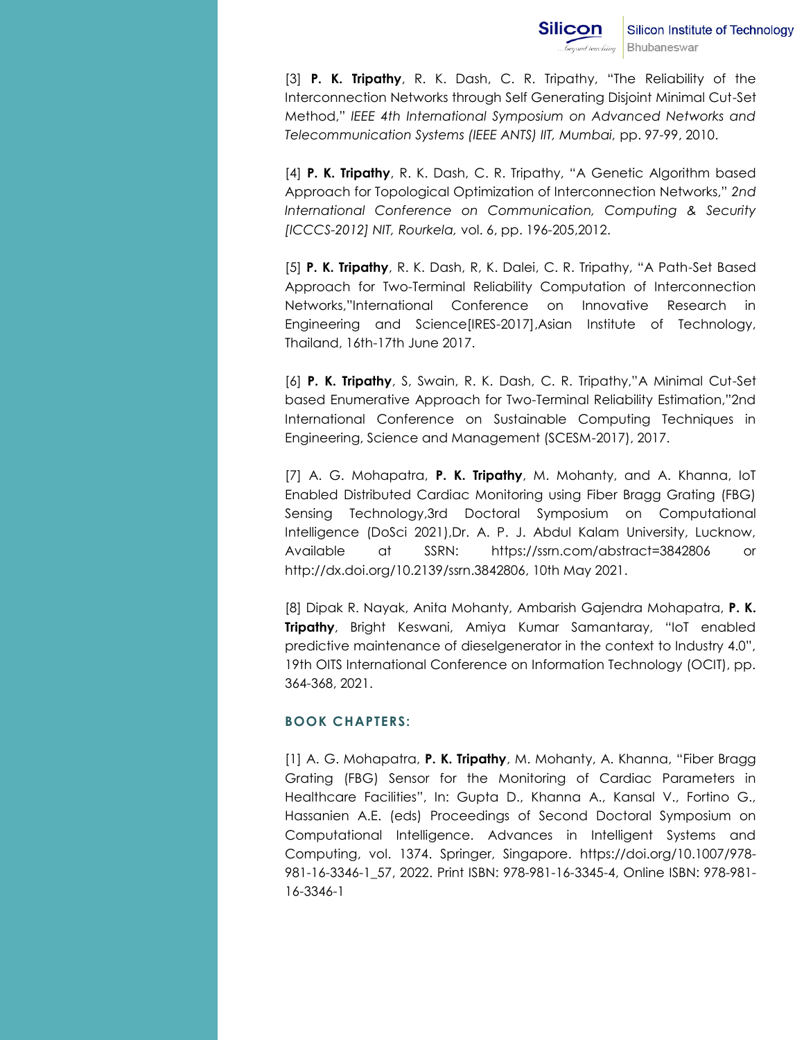[3] **P. K. Tripathy**, R. K. Dash, C. R. Tripathy, "The Reliability of the Interconnection Networks through Self Generating Disjoint Minimal Cut-Set Method," *IEEE 4th International Symposium on Advanced Networks and Telecommunication Systems (IEEE ANTS) IIT, Mumbai,* pp. 97-99, 2010.

[4] **P. K. Tripathy**, R. K. Dash, C. R. Tripathy, "A Genetic Algorithm based Approach for Topological Optimization of Interconnection Networks," *2nd International Conference on Communication, Computing & Security [ICCCS-2012] NIT, Rourkela,* vol. 6, pp. 196-205,2012.

[5] **P. K. Tripathy**, R. K. Dash, R, K. Dalei, C. R. Tripathy, "A Path-Set Based Approach for Two-Terminal Reliability Computation of Interconnection Networks,"International Conference on Innovative Research in Engineering and Science[IRES-2017],Asian Institute of Technology, Thailand, 16th-17th June 2017.

[6] **P. K. Tripathy**, S, Swain, R. K. Dash, C. R. Tripathy,"A Minimal Cut-Set based Enumerative Approach for Two-Terminal Reliability Estimation,"2nd International Conference on Sustainable Computing Techniques in Engineering, Science and Management (SCESM-2017), 2017.

[7] A. G. Mohapatra, **P. K. Tripathy**, M. Mohanty, and A. Khanna, IoT Enabled Distributed Cardiac Monitoring using Fiber Bragg Grating (FBG) Sensing Technology,3rd Doctoral Symposium on Computational Intelligence (DoSci 2021),Dr. A. P. J. Abdul Kalam University, Lucknow, Available at SSRN: https://ssrn.com/abstract=3842806 or http://dx.doi.org/10.2139/ssrn.3842806, 10th May 2021.

[8] Dipak R. Nayak, Anita Mohanty, Ambarish Gajendra Mohapatra, **P. K. Tripathy**, Bright Keswani, Amiya Kumar Samantaray, "IoT enabled predictive maintenance of dieselgenerator in the context to Industry 4.0", 19th OITS International Conference on Information Technology (OCIT), pp. 364-368, 2021.

### BOOK CHAPTERS:

[1] A. G. Mohapatra, **P. K. Tripathy**, M. Mohanty, A. Khanna, "Fiber Bragg Grating (FBG) Sensor for the Monitoring of Cardiac Parameters in Healthcare Facilities", In: Gupta D., Khanna A., Kansal V., Fortino G., Hassanien A.E. (eds) Proceedings of Second Doctoral Symposium on Computational Intelligence. Advances in Intelligent Systems and Computing, vol. 1374. Springer, Singapore. https://doi.org/10.1007/978-981-16-3346-1_57, 2022. Print ISBN: 978-981-16-3345-4, Online ISBN: 978-981-16-3346-1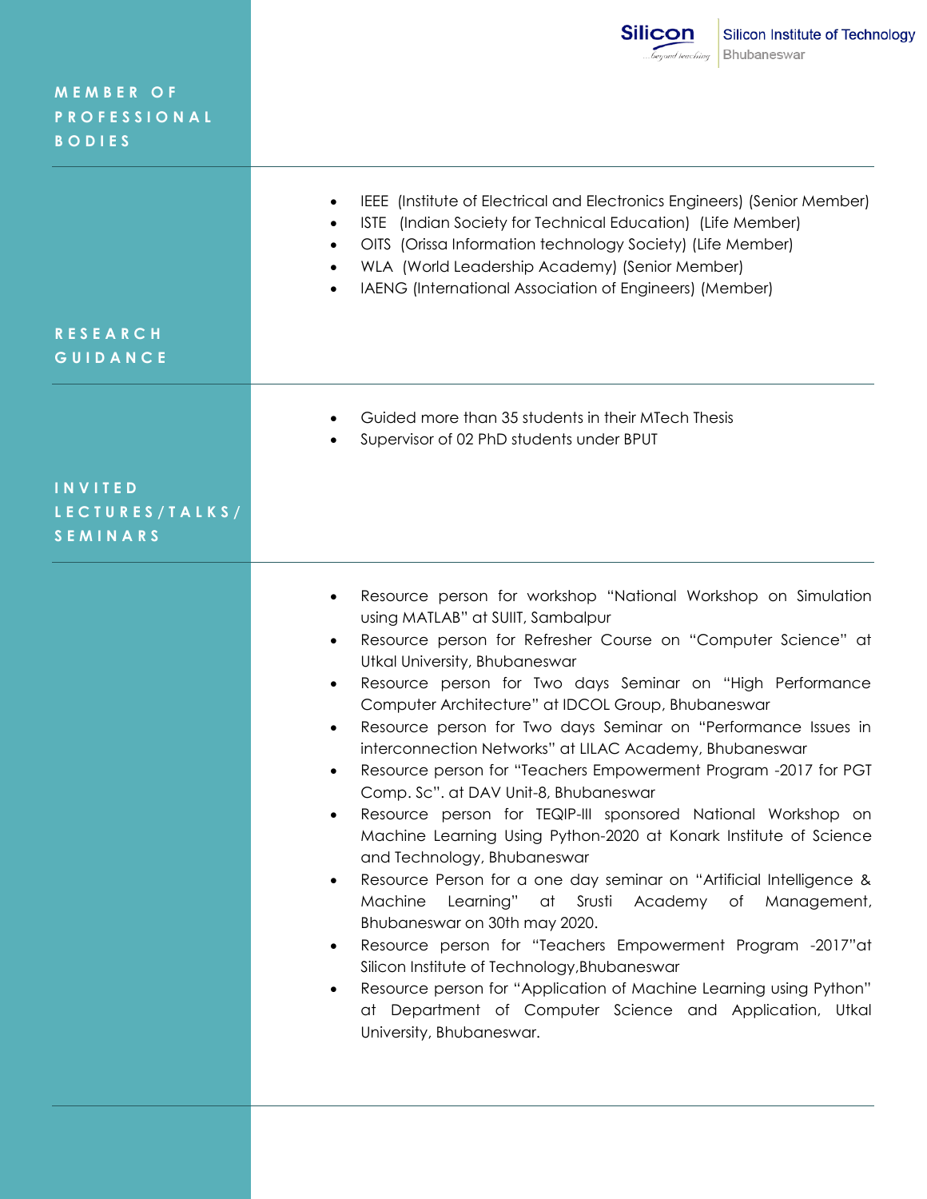## MEMBER OF PROFESSIONAL BODIES

- IEEE (Institute of Electrical and Electronics Engineers) (Senior Member)
- ISTE (Indian Society for Technical Education) (Life Member)
- OITS (Orissa Information technology Society) (Life Member)
- WLA (World Leadership Academy) (Senior Member)
- IAENG (International Association of Engineers) (Member)

## RESEARCH GUIDANCE

- Guided more than 35 students in their MTech Thesis
- Supervisor of 02 PhD students under BPUT

## INVITED LECTURES/TALKS/SEMINARS

- Resource person for workshop "National Workshop on Simulation using MATLAB" at SUIIT, Sambalpur
- Resource person for Refresher Course on "Computer Science" at Utkal University, Bhubaneswar
- Resource person for Two days Seminar on "High Performance Computer Architecture" at IDCOL Group, Bhubaneswar
- Resource person for Two days Seminar on "Performance Issues in interconnection Networks" at LILAC Academy, Bhubaneswar
- Resource person for "Teachers Empowerment Program -2017 for PGT Comp. Sc". at DAV Unit-8, Bhubaneswar
- Resource person for TEQIP-III sponsored National Workshop on Machine Learning Using Python-2020 at Konark Institute of Science and Technology, Bhubaneswar
- Resource Person for a one day seminar on "Artificial Intelligence & Machine Learning" at Srusti Academy of Management, Bhubaneswar on 30th may 2020.
- Resource person for "Teachers Empowerment Program -2017"at Silicon Institute of Technology,Bhubaneswar
- Resource person for "Application of Machine Learning using Python" at Department of Computer Science and Application, Utkal University, Bhubaneswar.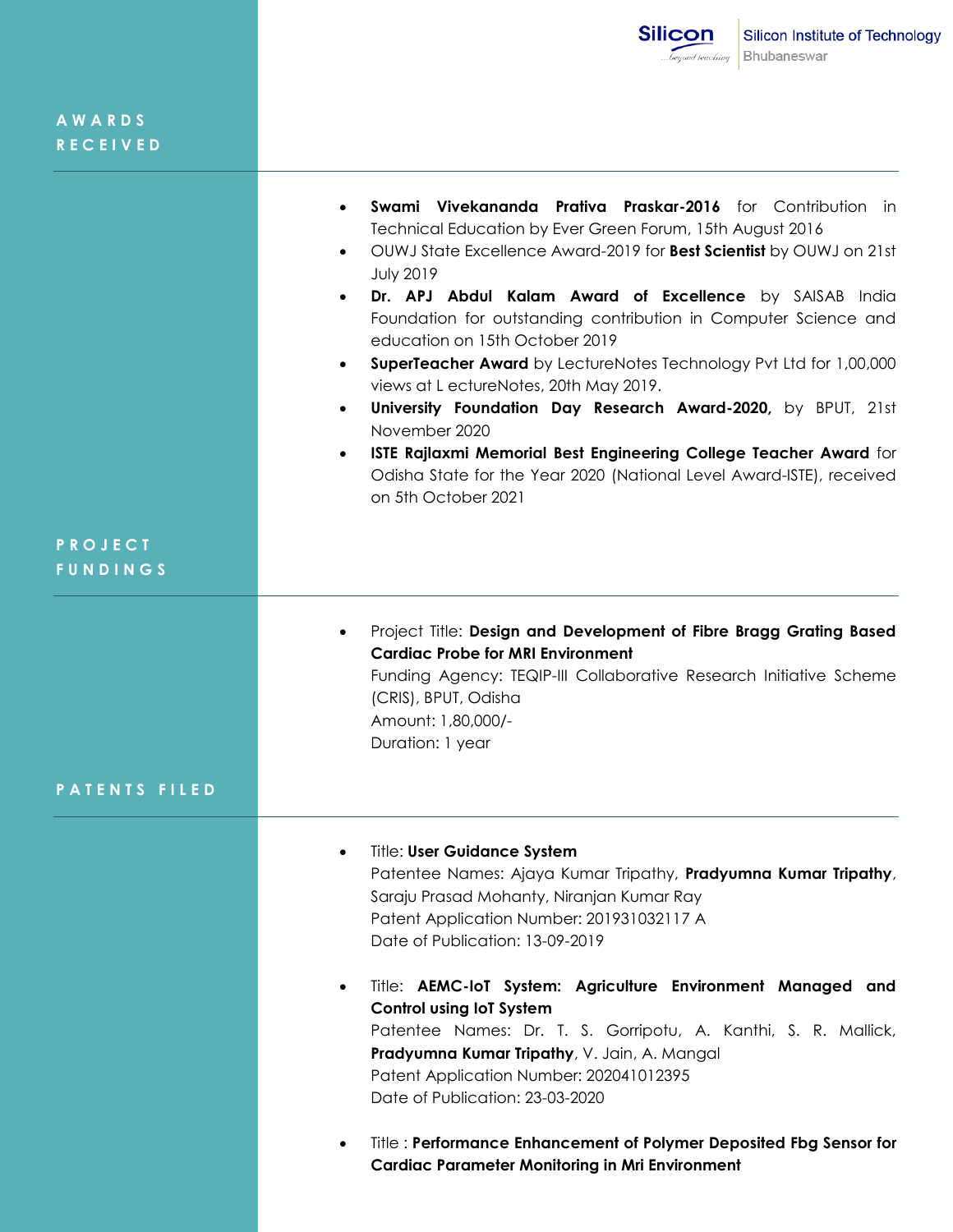## AWARDS RECEIVED

- **Swami Vivekananda Prativa Praskar-2016** for Contribution in Technical Education by Ever Green Forum, 15th August 2016
- OUWJ State Excellence Award-2019 for **Best Scientist** by OUWJ on 21st July 2019
- **Dr. APJ Abdul Kalam Award of Excellence** by SAISAB India Foundation for outstanding contribution in Computer Science and education on 15th October 2019
- **SuperTeacher Award** by LectureNotes Technology Pvt Ltd for 1,00,000 views at L ectureNotes, 20th May 2019.
- **University Foundation Day Research Award-2020,** by BPUT, 21st November 2020
- **ISTE Rajlaxmi Memorial Best Engineering College Teacher Award** for Odisha State for the Year 2020 (National Level Award-ISTE), received on 5th October 2021

## PROJECT FUNDINGS

- Project Title: **Design and Development of Fibre Bragg Grating Based Cardiac Probe for MRI Environment**
  Funding Agency: TEQIP-III Collaborative Research Initiative Scheme (CRIS), BPUT, Odisha
  Amount: 1,80,000/-
  Duration: 1 year

## PATENTS FILED

- Title: **User Guidance System**
  Patentee Names: Ajaya Kumar Tripathy, **Pradyumna Kumar Tripathy**, Saraju Prasad Mohanty, Niranjan Kumar Ray
  Patent Application Number: 201931032117 A
  Date of Publication: 13-09-2019

- Title: **AEMC-IoT System: Agriculture Environment Managed and Control using IoT System**
  Patentee Names: Dr. T. S. Gorripotu, A. Kanthi, S. R. Mallick, **Pradyumna Kumar Tripathy**, V. Jain, A. Mangal
  Patent Application Number: 202041012395
  Date of Publication: 23-03-2020

- Title : **Performance Enhancement of Polymer Deposited Fbg Sensor for Cardiac Parameter Monitoring in Mri Environment**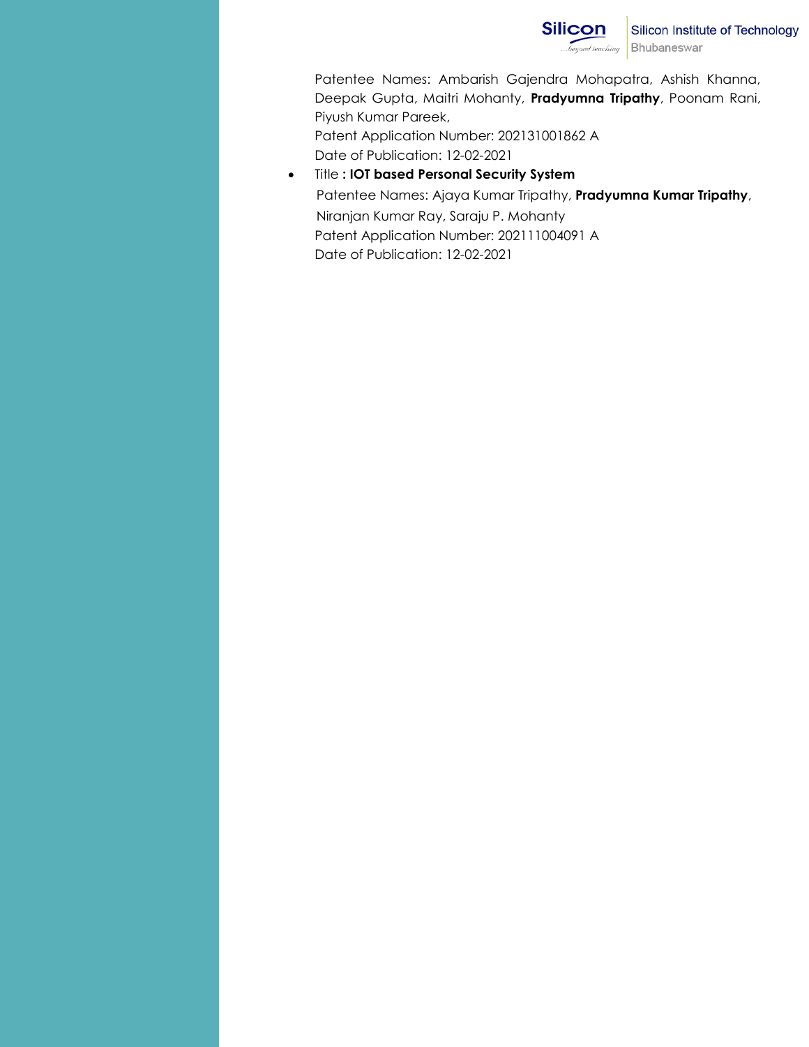Patentee Names: Ambarish Gajendra Mohapatra, Ashish Khanna, Deepak Gupta, Maitri Mohanty, **Pradyumna Tripathy**, Poonam Rani, Piyush Kumar Pareek,
Patent Application Number: 202131001862 A
Date of Publication: 12-02-2021

- Title **: IOT based Personal Security System**
  Patentee Names: Ajaya Kumar Tripathy, **Pradyumna Kumar Tripathy**, Niranjan Kumar Ray, Saraju P. Mohanty
  Patent Application Number: 202111004091 A
  Date of Publication: 12-02-2021